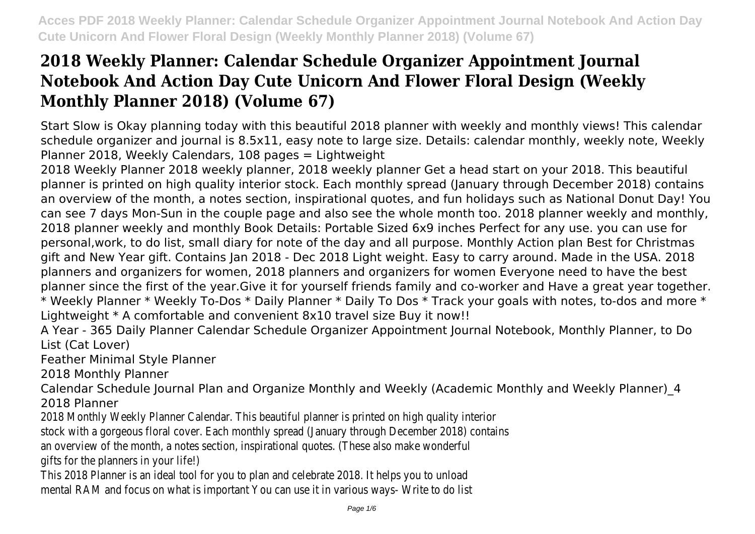# 2018 Weekly Planner: Calendar Schedule Organizer Appointment Journal Notebook And Action Day Cute Unicorn And Flower Floral Design (Weekly Monthly Planner 2018) (Volume 67)

Start Slow is Okay planning today with this beautiful 2018 planner with weekly and monthly views! This calendar schedule organizer and journal is 8.5x11, easy note to large size. Details: calendar monthly, weekly note, Weekly Planner 2018, Weekly Calendars, 108 pages = Lightweight

2018 Weekly Planner 2018 weekly planner, 2018 weekly planner Get a head start on your 2018. This beautiful planner is printed on high quality interior stock. Each monthly spread (January through December 2018) contains an overview of the month, a notes section, inspirational quotes, and fun holidays such as National Donut Day! You can see 7 days Mon-Sun in the couple page and also see the whole month too. 2018 planner weekly and monthly, 2018 planner weekly and monthly Book Details: Portable Sized 6x9 inches Perfect for any use. you can use for personal,work, to do list, small diary for note of the day and all purpose. Monthly Action plan Best for Christmas gift and New Year gift. Contains Jan 2018 - Dec 2018 Light weight. Easy to carry around. Made in the USA. 2018 planners and organizers for women, 2018 planners and organizers for women Everyone need to have the best planner since the first of the year.Give it for yourself friends family and co-worker and Have a great year together. * Weekly Planner * Weekly To-Dos * Daily Planner * Daily To Dos * Track your goals with notes, to-dos and more * Lightweight * A comfortable and convenient 8x10 travel size Buy it now!!

A Year - 365 Daily Planner Calendar Schedule Organizer Appointment Journal Notebook, Monthly Planner, to Do List (Cat Lover)

Feather Minimal Style Planner

2018 Monthly Planner

Calendar Schedule Journal Plan and Organize Monthly and Weekly (Academic Monthly and Weekly Planner)_4

2018 Planner

2018 Monthly Weekly Planner Calendar. This beautiful planner is printed on high quality interior stock with a gorgeous floral cover. Each monthly spread (January through December 2018) contains an overview of the month, a notes section, inspirational quotes. (These also make wonderful gifts for the planners in your life!)

This 2018 Planner is an ideal tool for you to plan and celebrate 2018. It helps you to unload mental RAM and focus on what is important You can use it in various ways- Write to do list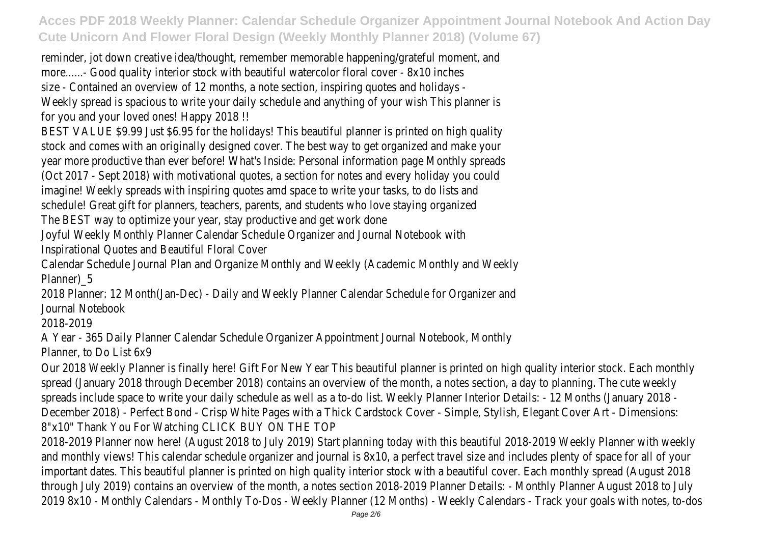reminder, jot down creative idea/thought, remember memorable happening/grateful moment, and more......- Good quality interior stock with beautiful watercolor floral cover - 8x10 inches size - Contained an overview of 12 months, a note section, inspiring quotes and holidays - Weekly spread is spacious to write your daily schedule and anything of your wish This planner is for you and your loved ones! Happy 2018 !!

BEST VALUE $9.99 Just $6.95 for the holidays! This beautiful planner is printed on high quality stock and comes with an originally designed cover. The best way to get organized and make your year more productive than ever before! What's Inside: Personal information page Monthly spreads (Oct 2017 - Sept 2018) with motivational quotes, a section for notes and every holiday you could imagine! Weekly spreads with inspiring quotes amd space to write your tasks, to do lists and schedule! Great gift for planners, teachers, parents, and students who love staying organized

The BEST way to optimize your year, stay productive and get work done

Joyful Weekly Monthly Planner Calendar Schedule Organizer and Journal Notebook with Inspirational Quotes and Beautiful Floral Cover

Calendar Schedule Journal Plan and Organize Monthly and Weekly (Academic Monthly and Weekly Planner)_5

2018 Planner: 12 Month(Jan-Dec) - Daily and Weekly Planner Calendar Schedule for Organizer and Journal Notebook

2018-2019

A Year - 365 Daily Planner Calendar Schedule Organizer Appointment Journal Notebook, Monthly Planner, to Do List 6x9

Our 2018 Weekly Planner is finally here! Gift For New Year This beautiful planner is printed on high quality interior stock. Each monthly spread (January 2018 through December 2018) contains an overview of the month, a notes section, a day to planning. The cute weekly spreads include space to write your daily schedule as well as a to-do list. Weekly Planner Interior Details: - 12 Months (January 2018 - December 2018) - Perfect Bond - Crisp White Pages with a Thick Cardstock Cover - Simple, Stylish, Elegant Cover Art - Dimensions: 8"x10" Thank You For Watching CLICK BUY ON THE TOP

2018-2019 Planner now here! (August 2018 to July 2019) Start planning today with this beautiful 2018-2019 Weekly Planner with weekly and monthly views! This calendar schedule organizer and journal is 8x10, a perfect travel size and includes plenty of space for all of your important dates. This beautiful planner is printed on high quality interior stock with a beautiful cover. Each monthly spread (August 2018 through July 2019) contains an overview of the month, a notes section 2018-2019 Planner Details: - Monthly Planner August 2018 to July 2019 8x10 - Monthly Calendars - Monthly To-Dos - Weekly Planner (12 Months) - Weekly Calendars - Track your goals with notes, to-dos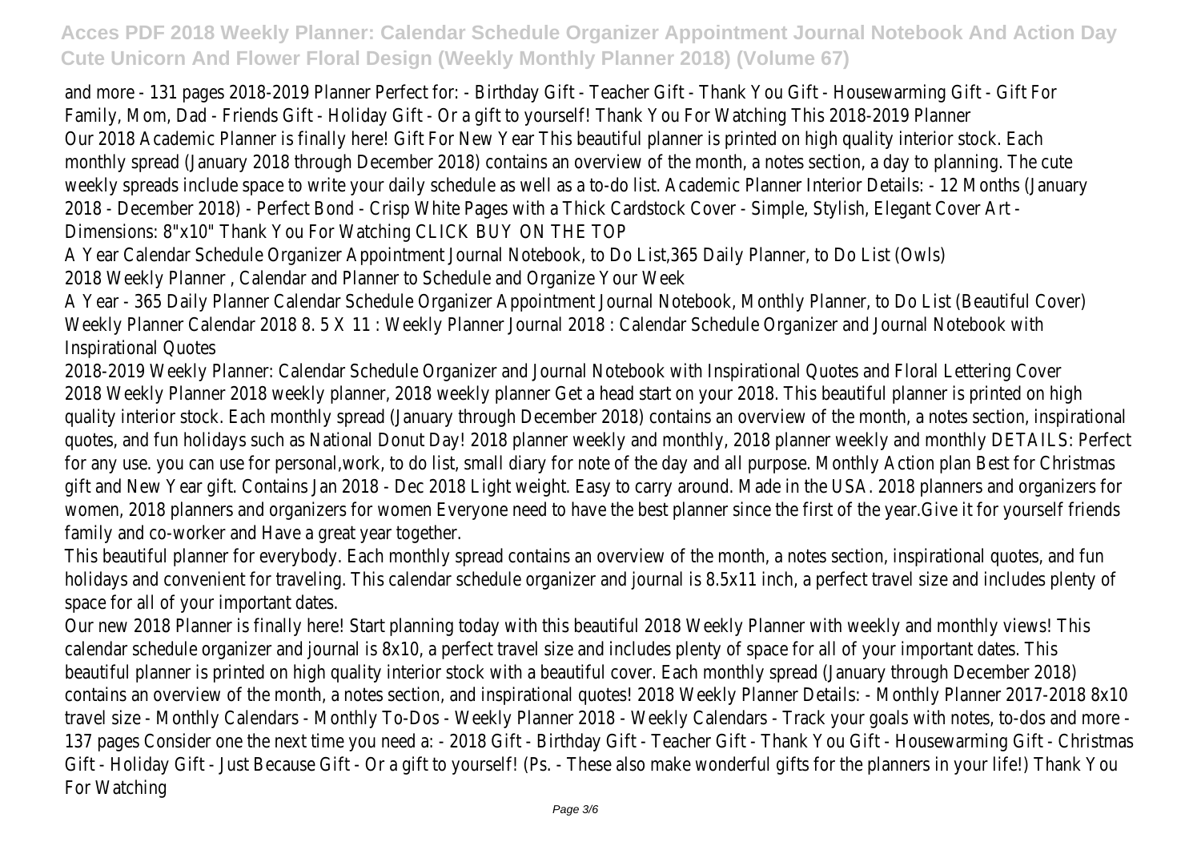and more - 131 pages 2018-2019 Planner Perfect for: - Birthday Gift - Teacher Gift - Thank You Gift - Housewarming Gift - Gift For Family, Mom, Dad - Friends Gift - Holiday Gift - Or a gift to yourself! Thank You For Watching This 2018-2019 Planner

Our 2018 Academic Planner is finally here! Gift For New Year This beautiful planner is printed on high quality interior stock. Each monthly spread (January 2018 through December 2018) contains an overview of the month, a notes section, a day to planning. The cute weekly spreads include space to write your daily schedule as well as a to-do list. Academic Planner Interior Details: - 12 Months (January 2018 - December 2018) - Perfect Bond - Crisp White Pages with a Thick Cardstock Cover - Simple, Stylish, Elegant Cover Art - Dimensions: 8"x10" Thank You For Watching CLICK BUY ON THE TOP

A Year Calendar Schedule Organizer Appointment Journal Notebook, to Do List,365 Daily Planner, to Do List (Owls)

2018 Weekly Planner , Calendar and Planner to Schedule and Organize Your Week

A Year - 365 Daily Planner Calendar Schedule Organizer Appointment Journal Notebook, Monthly Planner, to Do List (Beautiful Cover)

Weekly Planner Calendar 2018 8. 5 X 11 : Weekly Planner Journal 2018 : Calendar Schedule Organizer and Journal Notebook with Inspirational Quotes

2018-2019 Weekly Planner: Calendar Schedule Organizer and Journal Notebook with Inspirational Quotes and Floral Lettering Cover

2018 Weekly Planner 2018 weekly planner, 2018 weekly planner Get a head start on your 2018. This beautiful planner is printed on high quality interior stock. Each monthly spread (January through December 2018) contains an overview of the month, a notes section, inspirational quotes, and fun holidays such as National Donut Day! 2018 planner weekly and monthly, 2018 planner weekly and monthly DETAILS: Perfect for any use. you can use for personal,work, to do list, small diary for note of the day and all purpose. Monthly Action plan Best for Christmas gift and New Year gift. Contains Jan 2018 - Dec 2018 Light weight. Easy to carry around. Made in the USA. 2018 planners and organizers for women, 2018 planners and organizers for women Everyone need to have the best planner since the first of the year.Give it for yourself friends family and co-worker and Have a great year together.

This beautiful planner for everybody. Each monthly spread contains an overview of the month, a notes section, inspirational quotes, and fun holidays and convenient for traveling. This calendar schedule organizer and journal is 8.5x11 inch, a perfect travel size and includes plenty of space for all of your important dates.

Our new 2018 Planner is finally here! Start planning today with this beautiful 2018 Weekly Planner with weekly and monthly views! This calendar schedule organizer and journal is 8x10, a perfect travel size and includes plenty of space for all of your important dates. This beautiful planner is printed on high quality interior stock with a beautiful cover. Each monthly spread (January through December 2018) contains an overview of the month, a notes section, and inspirational quotes! 2018 Weekly Planner Details: - Monthly Planner 2017-2018 8x10 travel size - Monthly Calendars - Monthly To-Dos - Weekly Planner 2018 - Weekly Calendars - Track your goals with notes, to-dos and more - 137 pages Consider one the next time you need a: - 2018 Gift - Birthday Gift - Teacher Gift - Thank You Gift - Housewarming Gift - Christmas Gift - Holiday Gift - Just Because Gift - Or a gift to yourself! (Ps. - These also make wonderful gifts for the planners in your life!) Thank You For Watching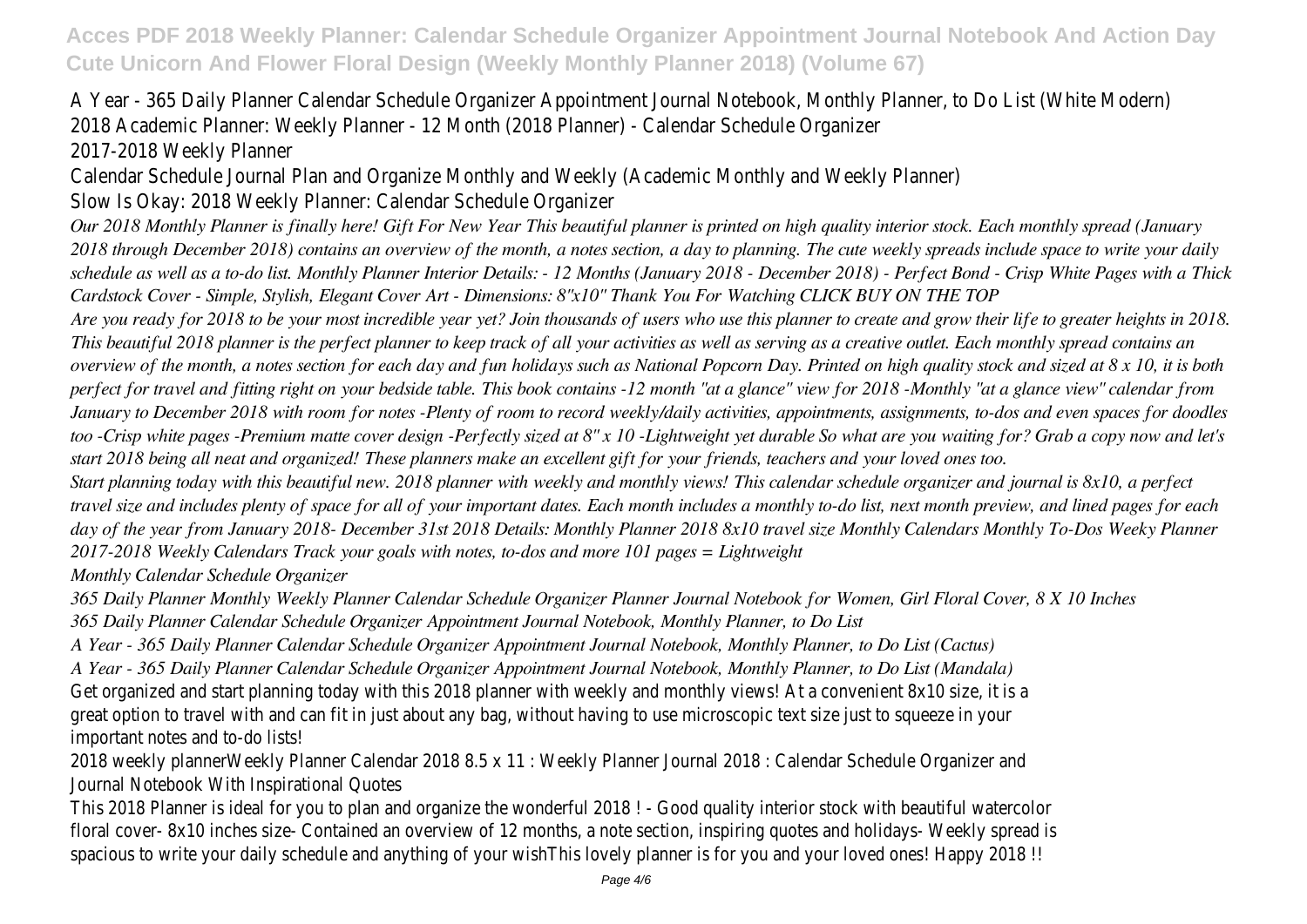A Year - 365 Daily Planner Calendar Schedule Organizer Appointment Journal Notebook, Monthly Planner, to Do List (White Modern)
2018 Academic Planner: Weekly Planner - 12 Month (2018 Planner) - Calendar Schedule Organizer
2017-2018 Weekly Planner
Calendar Schedule Journal Plan and Organize Monthly and Weekly (Academic Monthly and Weekly Planner)
Slow Is Okay: 2018 Weekly Planner: Calendar Schedule Organizer

*Our 2018 Monthly Planner is finally here! Gift For New Year This beautiful planner is printed on high quality interior stock. Each monthly spread (January 2018 through December 2018) contains an overview of the month, a notes section, a day to planning. The cute weekly spreads include space to write your daily schedule as well as a to-do list. Monthly Planner Interior Details: - 12 Months (January 2018 - December 2018) - Perfect Bond - Crisp White Pages with a Thick Cardstock Cover - Simple, Stylish, Elegant Cover Art - Dimensions: 8"x10" Thank You For Watching CLICK BUY ON THE TOP*

*Are you ready for 2018 to be your most incredible year yet? Join thousands of users who use this planner to create and grow their life to greater heights in 2018. This beautiful 2018 planner is the perfect planner to keep track of all your activities as well as serving as a creative outlet. Each monthly spread contains an overview of the month, a notes section for each day and fun holidays such as National Popcorn Day. Printed on high quality stock and sized at 8 x 10, it is both perfect for travel and fitting right on your bedside table. This book contains -12 month "at a glance" view for 2018 -Monthly "at a glance view" calendar from January to December 2018 with room for notes -Plenty of room to record weekly/daily activities, appointments, assignments, to-dos and even spaces for doodles too -Crisp white pages -Premium matte cover design -Perfectly sized at 8" x 10 -Lightweight yet durable So what are you waiting for? Grab a copy now and let's start 2018 being all neat and organized! These planners make an excellent gift for your friends, teachers and your loved ones too.*

*Start planning today with this beautiful new. 2018 planner with weekly and monthly views! This calendar schedule organizer and journal is 8x10, a perfect travel size and includes plenty of space for all of your important dates. Each month includes a monthly to-do list, next month preview, and lined pages for each day of the year from January 2018- December 31st 2018 Details: Monthly Planner 2018 8x10 travel size Monthly Calendars Monthly To-Dos Weeky Planner 2017-2018 Weekly Calendars Track your goals with notes, to-dos and more 101 pages = Lightweight*

*Monthly Calendar Schedule Organizer*

*365 Daily Planner Monthly Weekly Planner Calendar Schedule Organizer Planner Journal Notebook for Women, Girl Floral Cover, 8 X 10 Inches*

*365 Daily Planner Calendar Schedule Organizer Appointment Journal Notebook, Monthly Planner, to Do List*

*A Year - 365 Daily Planner Calendar Schedule Organizer Appointment Journal Notebook, Monthly Planner, to Do List (Cactus)*

*A Year - 365 Daily Planner Calendar Schedule Organizer Appointment Journal Notebook, Monthly Planner, to Do List (Mandala)*

Get organized and start planning today with this 2018 planner with weekly and monthly views! At a convenient 8x10 size, it is a great option to travel with and can fit in just about any bag, without having to use microscopic text size just to squeeze in your important notes and to-do lists!

2018 weekly plannerWeekly Planner Calendar 2018 8.5 x 11 : Weekly Planner Journal 2018 : Calendar Schedule Organizer and Journal Notebook With Inspirational Quotes

This 2018 Planner is ideal for you to plan and organize the wonderful 2018 ! - Good quality interior stock with beautiful watercolor floral cover- 8x10 inches size- Contained an overview of 12 months, a note section, inspiring quotes and holidays- Weekly spread is spacious to write your daily schedule and anything of your wishThis lovely planner is for you and your loved ones! Happy 2018 !!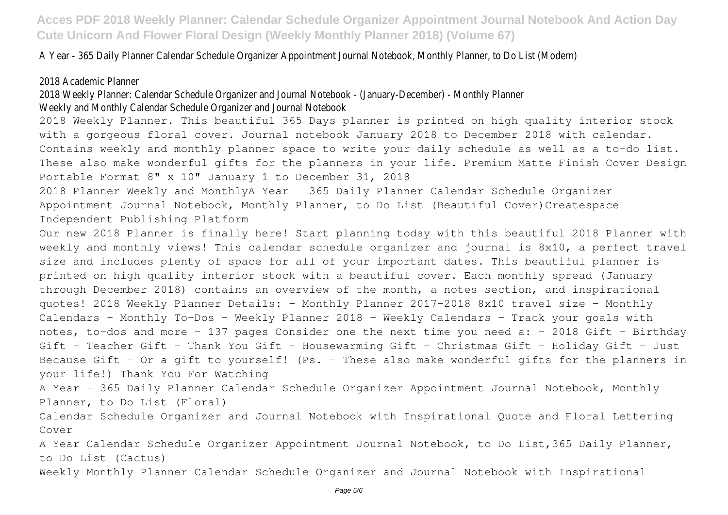A Year - 365 Daily Planner Calendar Schedule Organizer Appointment Journal Notebook, Monthly Planner, to Do List (Modern)

2018 Academic Planner

2018 Weekly Planner: Calendar Schedule Organizer and Journal Notebook - (January-December) - Monthly Planner

Weekly and Monthly Calendar Schedule Organizer and Journal Notebook

2018 Weekly Planner. This beautiful 365 Days planner is printed on high quality interior stock with a gorgeous floral cover. Journal notebook January 2018 to December 2018 with calendar. Contains weekly and monthly planner space to write your daily schedule as well as a to-do list. These also make wonderful gifts for the planners in your life. Premium Matte Finish Cover Design Portable Format 8" x 10" January 1 to December 31, 2018

2018 Planner Weekly and MonthlyA Year - 365 Daily Planner Calendar Schedule Organizer Appointment Journal Notebook, Monthly Planner, to Do List (Beautiful Cover)Createspace Independent Publishing Platform

Our new 2018 Planner is finally here! Start planning today with this beautiful 2018 Planner with weekly and monthly views! This calendar schedule organizer and journal is 8x10, a perfect travel size and includes plenty of space for all of your important dates. This beautiful planner is printed on high quality interior stock with a beautiful cover. Each monthly spread (January through December 2018) contains an overview of the month, a notes section, and inspirational quotes! 2018 Weekly Planner Details: - Monthly Planner 2017-2018 8x10 travel size - Monthly Calendars - Monthly To-Dos - Weekly Planner 2018 - Weekly Calendars - Track your goals with notes, to-dos and more - 137 pages Consider one the next time you need a: - 2018 Gift - Birthday Gift - Teacher Gift - Thank You Gift - Housewarming Gift - Christmas Gift - Holiday Gift - Just Because Gift - Or a gift to yourself! (Ps. - These also make wonderful gifts for the planners in your life!) Thank You For Watching

A Year - 365 Daily Planner Calendar Schedule Organizer Appointment Journal Notebook, Monthly Planner, to Do List (Floral)

Calendar Schedule Organizer and Journal Notebook with Inspirational Quote and Floral Lettering Cover

A Year Calendar Schedule Organizer Appointment Journal Notebook, to Do List,365 Daily Planner, to Do List (Cactus)

Weekly Monthly Planner Calendar Schedule Organizer and Journal Notebook with Inspirational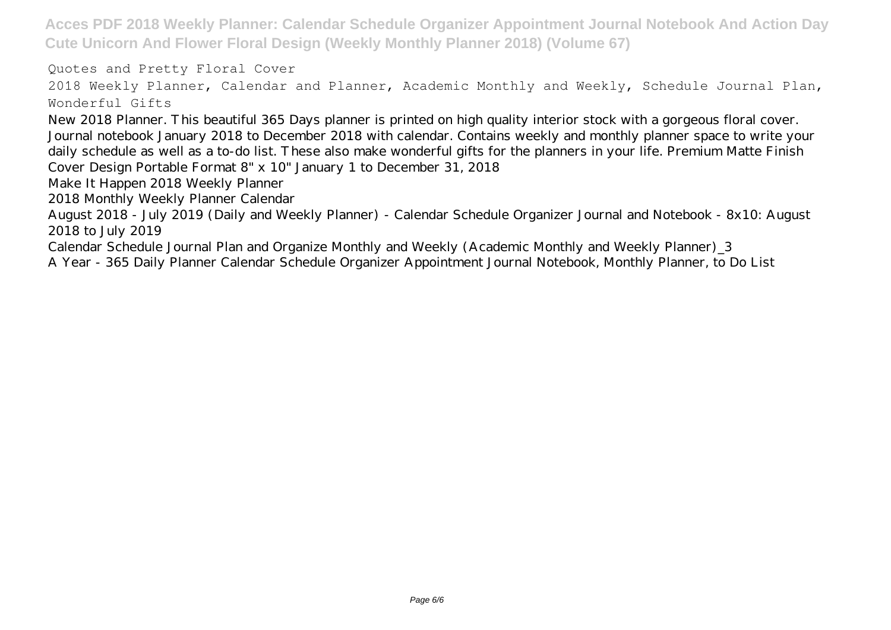Quotes and Pretty Floral Cover

2018 Weekly Planner, Calendar and Planner, Academic Monthly and Weekly, Schedule Journal Plan, Wonderful Gifts

New 2018 Planner. This beautiful 365 Days planner is printed on high quality interior stock with a gorgeous floral cover. Journal notebook January 2018 to December 2018 with calendar. Contains weekly and monthly planner space to write your daily schedule as well as a to-do list. These also make wonderful gifts for the planners in your life. Premium Matte Finish Cover Design Portable Format 8" x 10" January 1 to December 31, 2018

Make It Happen 2018 Weekly Planner

2018 Monthly Weekly Planner Calendar

August 2018 - July 2019 (Daily and Weekly Planner) - Calendar Schedule Organizer Journal and Notebook - 8x10: August 2018 to July 2019

Calendar Schedule Journal Plan and Organize Monthly and Weekly (Academic Monthly and Weekly Planner)_3

A Year - 365 Daily Planner Calendar Schedule Organizer Appointment Journal Notebook, Monthly Planner, to Do List